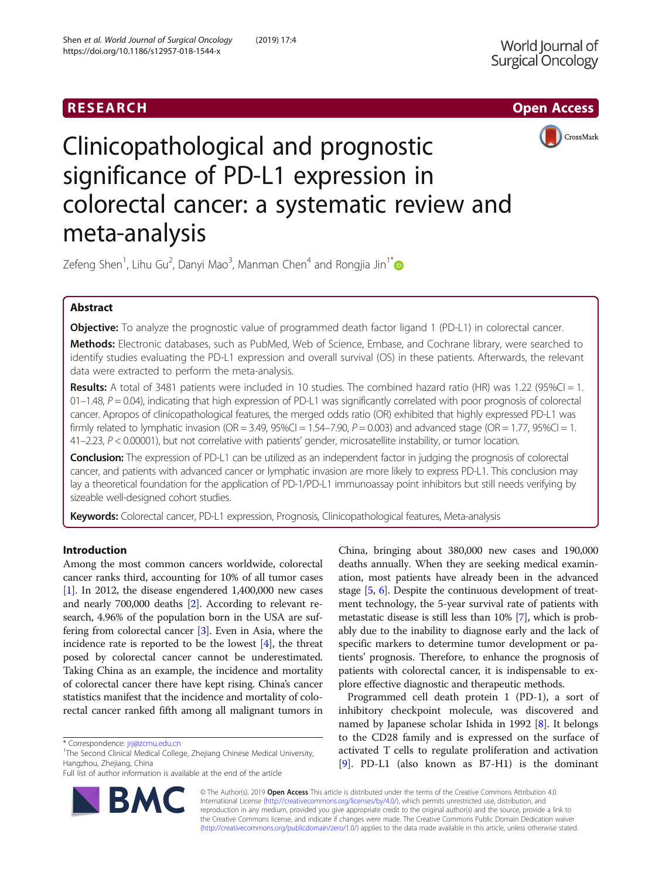RESEARCH

Open Access

# Clinicopathological and prognostic significance of PD-L1 expression in colorectal cancer: a systematic review and meta-analysis

Zefeng Shen[1], Lihu Gu[2], Danyi Mao[3], Manman Chen[4] and Rongjia Jin[1*]

## Abstract

**Objective:** To analyze the prognostic value of programmed death factor ligand 1 (PD-L1) in colorectal cancer.

**Methods:** Electronic databases, such as PubMed, Web of Science, Embase, and Cochrane library, were searched to identify studies evaluating the PD-L1 expression and overall survival (OS) in these patients. Afterwards, the relevant data were extracted to perform the meta-analysis.

**Results:** A total of 3481 patients were included in 10 studies. The combined hazard ratio (HR) was 1.22 (95%CI = 1.01–1.48, $P = 0.04$), indicating that high expression of PD-L1 was significantly correlated with poor prognosis of colorectal cancer. Apropos of clinicopathological features, the merged odds ratio (OR) exhibited that highly expressed PD-L1 was firmly related to lymphatic invasion (OR = 3.49, 95%CI = 1.54–7.90, $P = 0.003$) and advanced stage (OR = 1.77, 95%CI = 1.41–2.23, $P < 0.00001$), but not correlative with patients' gender, microsatellite instability, or tumor location.

**Conclusion:** The expression of PD-L1 can be utilized as an independent factor in judging the prognosis of colorectal cancer, and patients with advanced cancer or lymphatic invasion are more likely to express PD-L1. This conclusion may lay a theoretical foundation for the application of PD-1/PD-L1 immunoassay point inhibitors but still needs verifying by sizeable well-designed cohort studies.

**Keywords:** Colorectal cancer, PD-L1 expression, Prognosis, Clinicopathological features, Meta-analysis

## Introduction

Among the most common cancers worldwide, colorectal cancer ranks third, accounting for 10% of all tumor cases [1]. In 2012, the disease engendered 1,400,000 new cases and nearly 700,000 deaths [2]. According to relevant research, 4.96% of the population born in the USA are suffering from colorectal cancer [3]. Even in Asia, where the incidence rate is reported to be the lowest [4], the threat posed by colorectal cancer cannot be underestimated. Taking China as an example, the incidence and mortality of colorectal cancer there have kept rising. China's cancer statistics manifest that the incidence and mortality of colorectal cancer ranked fifth among all malignant tumors in China, bringing about 380,000 new cases and 190,000 deaths annually. When they are seeking medical examination, most patients have already been in the advanced stage [5, 6]. Despite the continuous development of treatment technology, the 5-year survival rate of patients with metastatic disease is still less than 10% [7], which is probably due to the inability to diagnose early and the lack of specific markers to determine tumor development or patients' prognosis. Therefore, to enhance the prognosis of patients with colorectal cancer, it is indispensable to explore effective diagnostic and therapeutic methods.

Programmed cell death protein 1 (PD-1), a sort of inhibitory checkpoint molecule, was discovered and named by Japanese scholar Ishida in 1992 [8]. It belongs to the CD28 family and is expressed on the surface of activated T cells to regulate proliferation and activation [9]. PD-L1 (also known as B7-H1) is the dominant

* Correspondence: jrj@zcmu.edu.cn
[1]The Second Clinical Medical College, Zhejiang Chinese Medical University, Hangzhou, Zhejiang, China
Full list of author information is available at the end of the article

© The Author(s). 2019 **Open Access** This article is distributed under the terms of the Creative Commons Attribution 4.0 International License (http://creativecommons.org/licenses/by/4.0/), which permits unrestricted use, distribution, and reproduction in any medium, provided you give appropriate credit to the original author(s) and the source, provide a link to the Creative Commons license, and indicate if changes were made. The Creative Commons Public Domain Dedication waiver (http://creativecommons.org/publicdomain/zero/1.0/) applies to the data made available in this article, unless otherwise stated.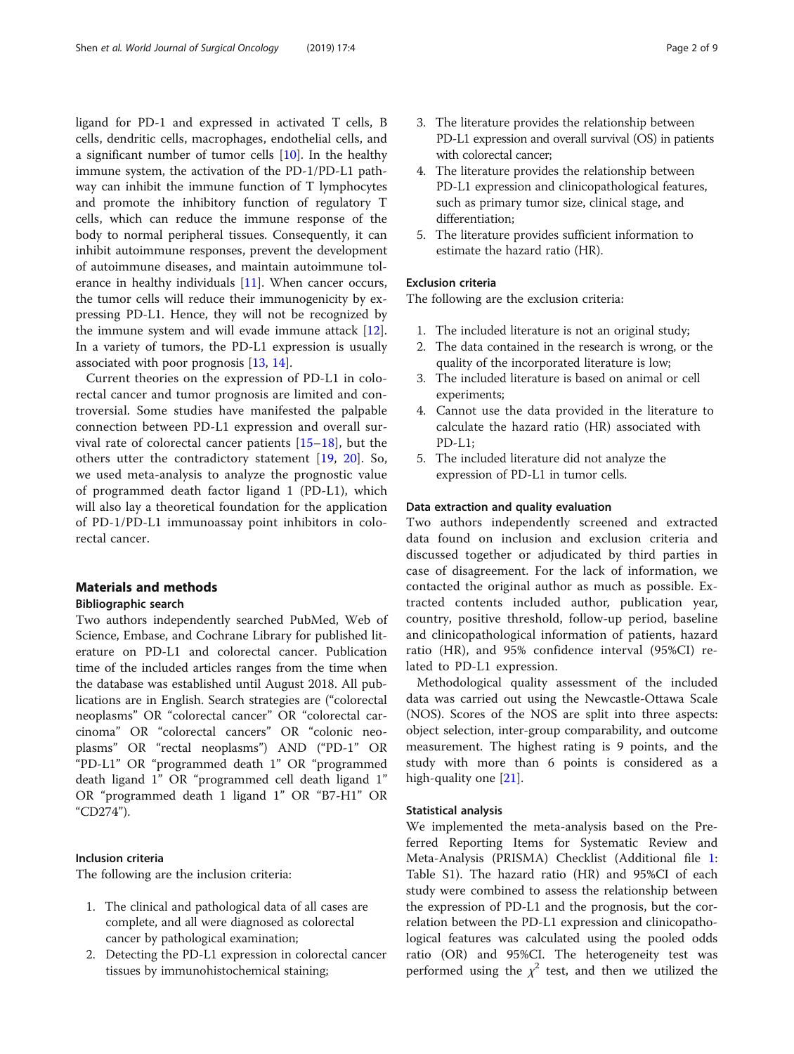ligand for PD-1 and expressed in activated T cells, B cells, dendritic cells, macrophages, endothelial cells, and a significant number of tumor cells [10]. In the healthy immune system, the activation of the PD-1/PD-L1 pathway can inhibit the immune function of T lymphocytes and promote the inhibitory function of regulatory T cells, which can reduce the immune response of the body to normal peripheral tissues. Consequently, it can inhibit autoimmune responses, prevent the development of autoimmune diseases, and maintain autoimmune tolerance in healthy individuals [11]. When cancer occurs, the tumor cells will reduce their immunogenicity by expressing PD-L1. Hence, they will not be recognized by the immune system and will evade immune attack [12]. In a variety of tumors, the PD-L1 expression is usually associated with poor prognosis [13, 14].

Current theories on the expression of PD-L1 in colorectal cancer and tumor prognosis are limited and controversial. Some studies have manifested the palpable connection between PD-L1 expression and overall survival rate of colorectal cancer patients [15–18], but the others utter the contradictory statement [19, 20]. So, we used meta-analysis to analyze the prognostic value of programmed death factor ligand 1 (PD-L1), which will also lay a theoretical foundation for the application of PD-1/PD-L1 immunoassay point inhibitors in colorectal cancer.

## Materials and methods

### Bibliographic search

Two authors independently searched PubMed, Web of Science, Embase, and Cochrane Library for published literature on PD-L1 and colorectal cancer. Publication time of the included articles ranges from the time when the database was established until August 2018. All publications are in English. Search strategies are ("colorectal neoplasms" OR "colorectal cancer" OR "colorectal carcinoma" OR "colorectal cancers" OR "colonic neoplasms" OR "rectal neoplasms") AND ("PD-1" OR "PD-L1" OR "programmed death 1" OR "programmed death ligand 1" OR "programmed cell death ligand 1" OR "programmed death 1 ligand 1" OR "B7-H1" OR "CD274").

### Inclusion criteria

The following are the inclusion criteria:

1. The clinical and pathological data of all cases are complete, and all were diagnosed as colorectal cancer by pathological examination;
2. Detecting the PD-L1 expression in colorectal cancer tissues by immunohistochemical staining;
3. The literature provides the relationship between PD-L1 expression and overall survival (OS) in patients with colorectal cancer;
4. The literature provides the relationship between PD-L1 expression and clinicopathological features, such as primary tumor size, clinical stage, and differentiation;
5. The literature provides sufficient information to estimate the hazard ratio (HR).

### Exclusion criteria

The following are the exclusion criteria:

1. The included literature is not an original study;
2. The data contained in the research is wrong, or the quality of the incorporated literature is low;
3. The included literature is based on animal or cell experiments;
4. Cannot use the data provided in the literature to calculate the hazard ratio (HR) associated with PD-L1;
5. The included literature did not analyze the expression of PD-L1 in tumor cells.

### Data extraction and quality evaluation

Two authors independently screened and extracted data found on inclusion and exclusion criteria and discussed together or adjudicated by third parties in case of disagreement. For the lack of information, we contacted the original author as much as possible. Extracted contents included author, publication year, country, positive threshold, follow-up period, baseline and clinicopathological information of patients, hazard ratio (HR), and 95% confidence interval (95%CI) related to PD-L1 expression.

Methodological quality assessment of the included data was carried out using the Newcastle-Ottawa Scale (NOS). Scores of the NOS are split into three aspects: object selection, inter-group comparability, and outcome measurement. The highest rating is 9 points, and the study with more than 6 points is considered as a high-quality one [21].

### Statistical analysis

We implemented the meta-analysis based on the Preferred Reporting Items for Systematic Review and Meta-Analysis (PRISMA) Checklist (Additional file 1: Table S1). The hazard ratio (HR) and 95%CI of each study were combined to assess the relationship between the expression of PD-L1 and the prognosis, but the correlation between the PD-L1 expression and clinicopathological features was calculated using the pooled odds ratio (OR) and 95%CI. The heterogeneity test was performed using the $\chi^2$ test, and then we utilized the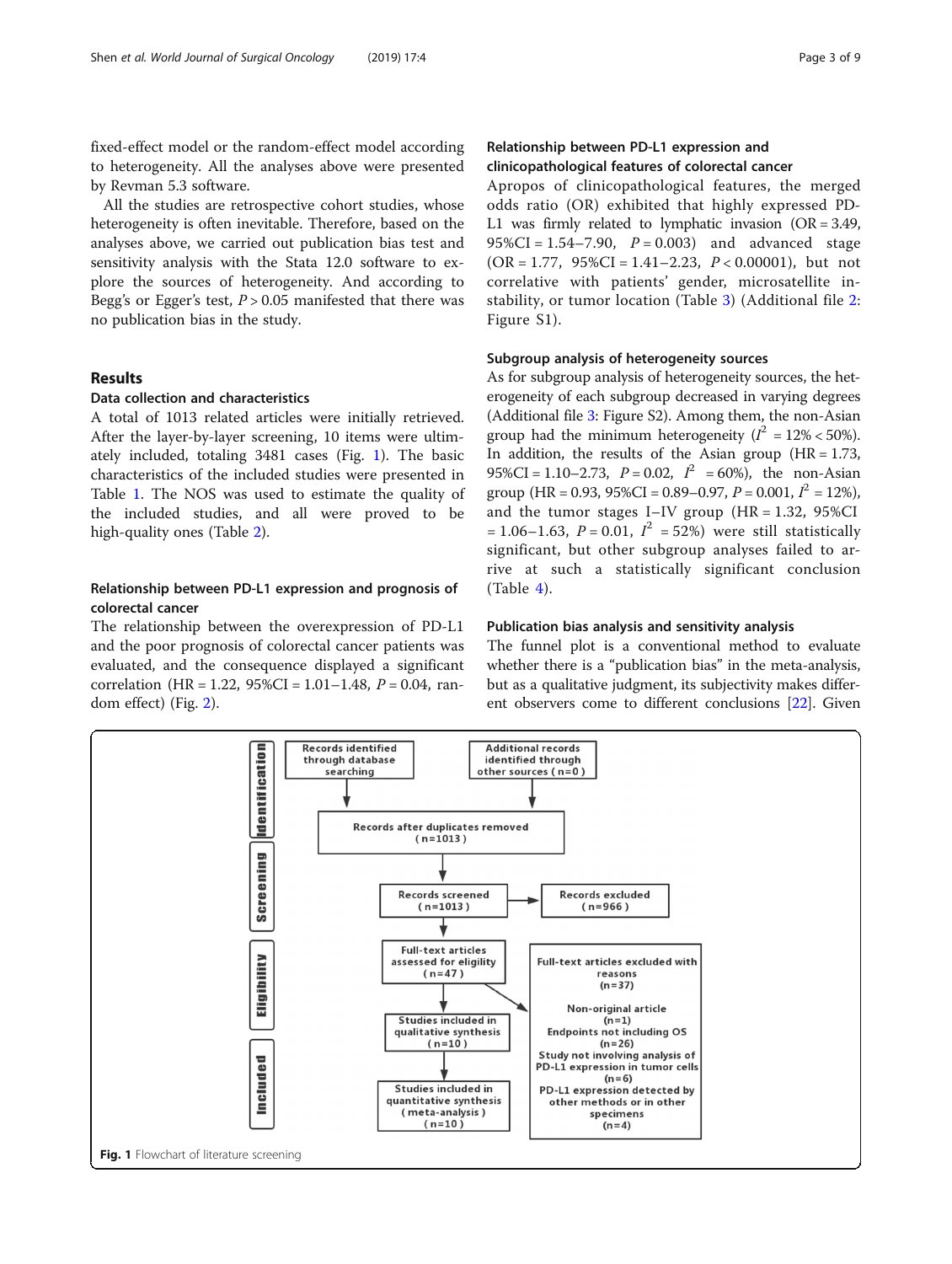fixed-effect model or the random-effect model according to heterogeneity. All the analyses above were presented by Revman 5.3 software.

All the studies are retrospective cohort studies, whose heterogeneity is often inevitable. Therefore, based on the analyses above, we carried out publication bias test and sensitivity analysis with the Stata 12.0 software to explore the sources of heterogeneity. And according to Begg's or Egger's test, $P > 0.05$ manifested that there was no publication bias in the study.

## Results

### Data collection and characteristics

A total of 1013 related articles were initially retrieved. After the layer-by-layer screening, 10 items were ultimately included, totaling 3481 cases (Fig. 1). The basic characteristics of the included studies were presented in Table 1. The NOS was used to estimate the quality of the included studies, and all were proved to be high-quality ones (Table 2).

### Relationship between PD-L1 expression and prognosis of colorectal cancer

The relationship between the overexpression of PD-L1 and the poor prognosis of colorectal cancer patients was evaluated, and the consequence displayed a significant correlation (HR = 1.22, 95%CI = 1.01–1.48, $P = 0.04$, random effect) (Fig. 2).

### Relationship between PD-L1 expression and clinicopathological features of colorectal cancer

Apropos of clinicopathological features, the merged odds ratio (OR) exhibited that highly expressed PD-L1 was firmly related to lymphatic invasion (OR = 3.49, 95%CI = 1.54–7.90, $P = 0.003$) and advanced stage (OR = 1.77, 95%CI = 1.41–2.23, $P < 0.00001$), but not correlative with patients' gender, microsatellite instability, or tumor location (Table 3) (Additional file 2: Figure S1).

### Subgroup analysis of heterogeneity sources

As for subgroup analysis of heterogeneity sources, the heterogeneity of each subgroup decreased in varying degrees (Additional file 3: Figure S2). Among them, the non-Asian group had the minimum heterogeneity ($I^2 = 12\% < 50\%$). In addition, the results of the Asian group (HR = 1.73, 95%CI = 1.10–2.73, $P = 0.02$, $I^2 = 60\%$), the non-Asian group (HR = 0.93, 95%CI = 0.89–0.97, $P = 0.001$, $I^2 = 12\%$), and the tumor stages I–IV group (HR = 1.32, 95%CI = 1.06–1.63, $P = 0.01$, $I^2 = 52\%$) were still statistically significant, but other subgroup analyses failed to arrive at such a statistically significant conclusion (Table 4).

### Publication bias analysis and sensitivity analysis

The funnel plot is a conventional method to evaluate whether there is a "publication bias" in the meta-analysis, but as a qualitative judgment, its subjectivity makes different observers come to different conclusions [22]. Given

Identification: Records identified through database searching; Additional records identified through other sources (n=0) → Records after duplicates removed (n=1013)

Screening: Records screened (n=1013) → Records excluded (n=966)

Eligibility: Full-text articles assessed for eligility (n=47) → Full-text articles excluded with reasons (n=37): Non-original article (n=1); Endpoints not including OS (n=26); Study not involving analysis of PD-L1 expression in tumor cells (n=6); PD-L1 expression detected by other methods or in other specimens (n=4)

Included: Studies included in qualitative synthesis (n=10) → Studies included in quantitative synthesis (meta-analysis) (n=10)

**Fig. 1** Flowchart of literature screening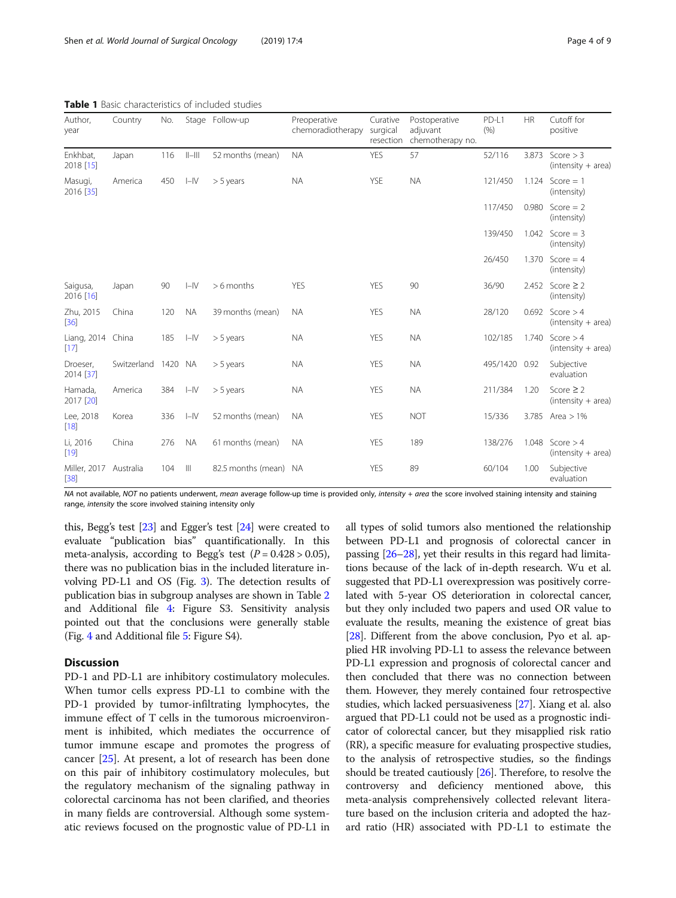**Table 1** Basic characteristics of included studies

| Author, year | Country | No. | Stage | Follow-up | Preoperative chemoradiotherapy | Curative surgical resection | Postoperative adjuvant chemotherapy no. | PD-L1 (%) | HR | Cutoff for positive |
|---|---|---|---|---|---|---|---|---|---|---|
| Enkhbat, 2018 [15] | Japan | 116 | II–III | 52 months (mean) | NA | YES | 57 | 52/116 | 3.873 | Score > 3 (intensity + area) |
| Masugi, 2016 [35] | America | 450 | I–IV | > 5 years | NA | YSE | NA | 121/450 | 1.124 | Score = 1 (intensity) |
| | | | | | | | | 117/450 | 0.980 | Score = 2 (intensity) |
| | | | | | | | | 139/450 | 1.042 | Score = 3 (intensity) |
| | | | | | | | | 26/450 | 1.370 | Score = 4 (intensity) |
| Saigusa, 2016 [16] | Japan | 90 | I–IV | > 6 months | YES | YES | 90 | 36/90 | 2.452 | Score ≥ 2 (intensity) |
| Zhu, 2015 [36] | China | 120 | NA | 39 months (mean) | NA | YES | NA | 28/120 | 0.692 | Score > 4 (intensity + area) |
| Liang, 2014 [17] | China | 185 | I–IV | > 5 years | NA | YES | NA | 102/185 | 1.740 | Score > 4 (intensity + area) |
| Droeser, 2014 [37] | Switzerland | 1420 | NA | > 5 years | NA | YES | NA | 495/1420 | 0.92 | Subjective evaluation |
| Hamada, 2017 [20] | America | 384 | I–IV | > 5 years | NA | YES | NA | 211/384 | 1.20 | Score ≥ 2 (intensity + area) |
| Lee, 2018 [18] | Korea | 336 | I–IV | 52 months (mean) | NA | YES | NOT | 15/336 | 3.785 | Area > 1% |
| Li, 2016 [19] | China | 276 | NA | 61 months (mean) | NA | YES | 189 | 138/276 | 1.048 | Score > 4 (intensity + area) |
| Miller, 2017 [38] | Australia | 104 | III | 82.5 months (mean) | NA | YES | 89 | 60/104 | 1.00 | Subjective evaluation |

*NA* not available, *NOT* no patients underwent, *mean* average follow-up time is provided only, *intensity + area* the score involved staining intensity and staining range, *intensity* the score involved staining intensity only

this, Begg's test [23] and Egger's test [24] were created to evaluate "publication bias" quantificationally. In this meta-analysis, according to Begg's test ($P = 0.428 > 0.05$), there was no publication bias in the included literature involving PD-L1 and OS (Fig. 3). The detection results of publication bias in subgroup analyses are shown in Table 2 and Additional file 4: Figure S3. Sensitivity analysis pointed out that the conclusions were generally stable (Fig. 4 and Additional file 5: Figure S4).

## Discussion

PD-1 and PD-L1 are inhibitory costimulatory molecules. When tumor cells express PD-L1 to combine with the PD-1 provided by tumor-infiltrating lymphocytes, the immune effect of T cells in the tumorous microenvironment is inhibited, which mediates the occurrence of tumor immune escape and promotes the progress of cancer [25]. At present, a lot of research has been done on this pair of inhibitory costimulatory molecules, but the regulatory mechanism of the signaling pathway in colorectal carcinoma has not been clarified, and theories in many fields are controversial. Although some systematic reviews focused on the prognostic value of PD-L1 in all types of solid tumors also mentioned the relationship between PD-L1 and prognosis of colorectal cancer in passing [26–28], yet their results in this regard had limitations because of the lack of in-depth research. Wu et al. suggested that PD-L1 overexpression was positively correlated with 5-year OS deterioration in colorectal cancer, but they only included two papers and used OR value to evaluate the results, meaning the existence of great bias [28]. Different from the above conclusion, Pyo et al. applied HR involving PD-L1 to assess the relevance between PD-L1 expression and prognosis of colorectal cancer and then concluded that there was no connection between them. However, they merely contained four retrospective studies, which lacked persuasiveness [27]. Xiang et al. also argued that PD-L1 could not be used as a prognostic indicator of colorectal cancer, but they misapplied risk ratio (RR), a specific measure for evaluating prospective studies, to the analysis of retrospective studies, so the findings should be treated cautiously [26]. Therefore, to resolve the controversy and deficiency mentioned above, this meta-analysis comprehensively collected relevant literature based on the inclusion criteria and adopted the hazard ratio (HR) associated with PD-L1 to estimate the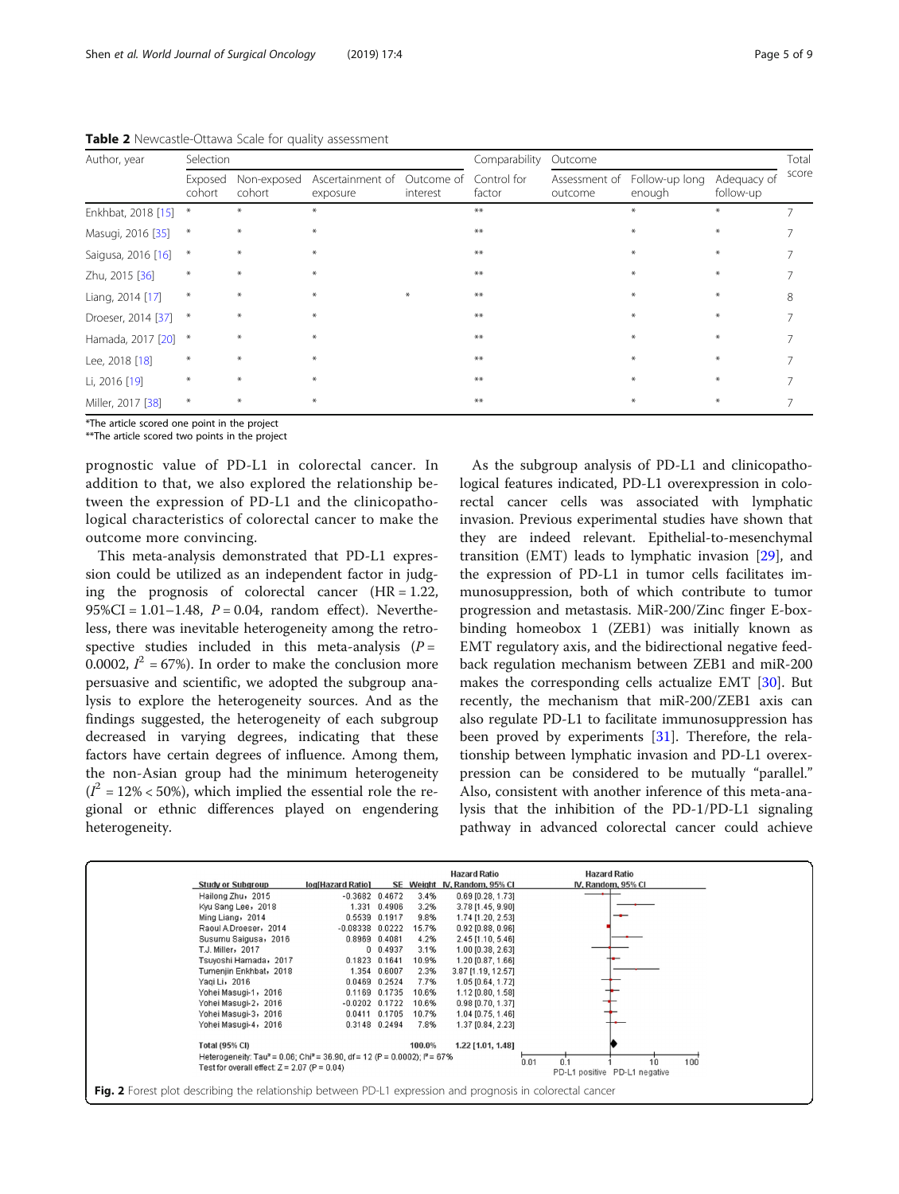**Table 2** Newcastle-Ottawa Scale for quality assessment

| Author, year | Selection | | | | Comparability | Outcome | | | Total score |
|---|---|---|---|---|---|---|---|---|---|
| | Exposed cohort | Non-exposed cohort | Ascertainment of exposure | Outcome of interest | Control for factor | Assessment of outcome | Follow-up long enough | Adequacy of follow-up | |
| Enkhbat, 2018 [15] | * | * | * | | ** | | * | * | 7 |
| Masugi, 2016 [35] | * | * | * | | ** | | * | * | 7 |
| Saigusa, 2016 [16] | * | * | * | | ** | | * | * | 7 |
| Zhu, 2015 [36] | * | * | * | | ** | | * | * | 7 |
| Liang, 2014 [17] | * | * | * | * | ** | | * | * | 8 |
| Droeser, 2014 [37] | * | * | * | | ** | | * | * | 7 |
| Hamada, 2017 [20] | * | * | * | | ** | | * | * | 7 |
| Lee, 2018 [18] | * | * | * | | ** | | * | * | 7 |
| Li, 2016 [19] | * | * | * | | ** | | * | * | 7 |
| Miller, 2017 [38] | * | * | * | | ** | | * | * | 7 |

*The article scored one point in the project
**The article scored two points in the project

prognostic value of PD-L1 in colorectal cancer. In addition to that, we also explored the relationship between the expression of PD-L1 and the clinicopathological characteristics of colorectal cancer to make the outcome more convincing.

This meta-analysis demonstrated that PD-L1 expression could be utilized as an independent factor in judging the prognosis of colorectal cancer (HR = 1.22, 95%CI = 1.01–1.48, $P = 0.04$, random effect). Nevertheless, there was inevitable heterogeneity among the retrospective studies included in this meta-analysis ($P = 0.0002$, $I^2 = 67\%$). In order to make the conclusion more persuasive and scientific, we adopted the subgroup analysis to explore the heterogeneity sources. And as the findings suggested, the heterogeneity of each subgroup decreased in varying degrees, indicating that these factors have certain degrees of influence. Among them, the non-Asian group had the minimum heterogeneity ($I^2 = 12\% < 50\%$), which implied the essential role the regional or ethnic differences played on engendering heterogeneity.

As the subgroup analysis of PD-L1 and clinicopathological features indicated, PD-L1 overexpression in colorectal cancer cells was associated with lymphatic invasion. Previous experimental studies have shown that they are indeed relevant. Epithelial-to-mesenchymal transition (EMT) leads to lymphatic invasion [29], and the expression of PD-L1 in tumor cells facilitates immunosuppression, both of which contribute to tumor progression and metastasis. MiR-200/Zinc finger E-box-binding homeobox 1 (ZEB1) was initially known as EMT regulatory axis, and the bidirectional negative feedback regulation mechanism between ZEB1 and miR-200 makes the corresponding cells actualize EMT [30]. But recently, the mechanism that miR-200/ZEB1 axis can also regulate PD-L1 to facilitate immunosuppression has been proved by experiments [31]. Therefore, the relationship between lymphatic invasion and PD-L1 overexpression can be considered to be mutually "parallel." Also, consistent with another inference of this meta-analysis that the inhibition of the PD-1/PD-L1 signaling pathway in advanced colorectal cancer could achieve

**Fig. 2** Forest plot describing the relationship between PD-L1 expression and prognosis in colorectal cancer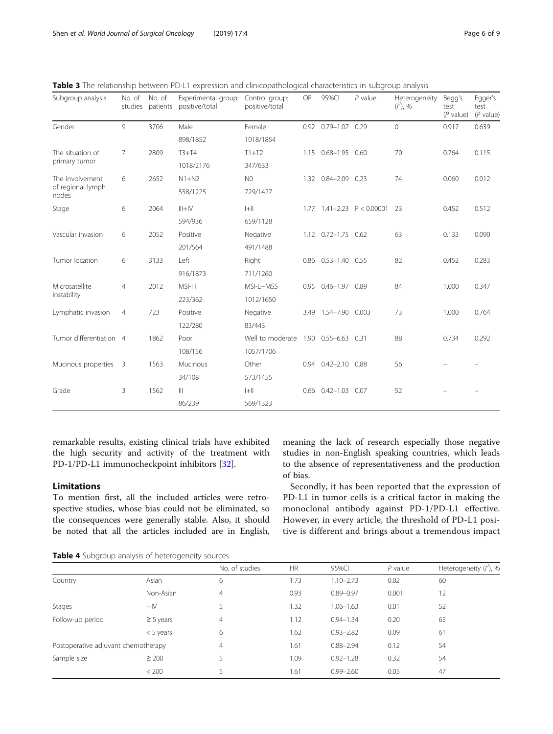**Table 3** The relationship between PD-L1 expression and clinicopathological characteristics in subgroup analysis

| Subgroup analysis | No. of studies | No. of patients | Experimental group: positive/total | Control group: positive/total | OR | 95%CI | *P* value | Heterogeneity ($I^2$), % | Begg's test (*P* value) | Egger's test (*P* value) |
|---|---|---|---|---|---|---|---|---|---|---|
| Gender | 9 | 3706 | Male | Female | 0.92 | 0.79–1.07 | 0.29 | 0 | 0.917 | 0.639 |
| | | | 898/1852 | 1018/1854 | | | | | | |
| The situation of primary tumor | 7 | 2809 | T3+T4 | T1+T2 | 1.15 | 0.68–1.95 | 0.60 | 70 | 0.764 | 0.115 |
| | | | 1018/2176 | 347/633 | | | | | | |
| The involvement of regional lymph nodes | 6 | 2652 | N1+N2 | N0 | 1.32 | 0.84–2.09 | 0.23 | 74 | 0.060 | 0.012 |
| | | | 558/1225 | 729/1427 | | | | | | |
| Stage | 6 | 2064 | III+IV | I+II | 1.77 | 1.41–2.23 | P < 0.00001 | 23 | 0.452 | 0.512 |
| | | | 594/936 | 659/1128 | | | | | | |
| Vascular invasion | 6 | 2052 | Positive | Negative | 1.12 | 0.72–1.75 | 0.62 | 63 | 0.133 | 0.090 |
| | | | 201/564 | 491/1488 | | | | | | |
| Tumor location | 6 | 3133 | Left | Right | 0.86 | 0.53–1.40 | 0.55 | 82 | 0.452 | 0.283 |
| | | | 916/1873 | 711/1260 | | | | | | |
| Microsatellite instability | 4 | 2012 | MSI-H | MSI-L+MSS | 0.95 | 0.46–1.97 | 0.89 | 84 | 1.000 | 0.347 |
| | | | 223/362 | 1012/1650 | | | | | | |
| Lymphatic invasion | 4 | 723 | Positive | Negative | 3.49 | 1.54–7.90 | 0.003 | 73 | 1.000 | 0.764 |
| | | | 122/280 | 83/443 | | | | | | |
| Tumor differentiation | 4 | 1862 | Poor | Well to moderate | 1.90 | 0.55–6.63 | 0.31 | 88 | 0.734 | 0.292 |
| | | | 108/156 | 1057/1706 | | | | | | |
| Mucinous properties | 3 | 1563 | Mucinous | Other | 0.94 | 0.42–2.10 | 0.88 | 56 | – | – |
| | | | 34/108 | 573/1455 | | | | | | |
| Grade | 3 | 1562 | III | I+II | 0.66 | 0.42–1.03 | 0.07 | 52 | – | – |
| | | | 86/239 | 569/1323 | | | | | | |

remarkable results, existing clinical trials have exhibited the high security and activity of the treatment with PD-1/PD-L1 immunocheckpoint inhibitors [32].

## Limitations

To mention first, all the included articles were retrospective studies, whose bias could not be eliminated, so the consequences were generally stable. Also, it should be noted that all the articles included are in English, meaning the lack of research especially those negative studies in non-English speaking countries, which leads to the absence of representativeness and the production of bias.

Secondly, it has been reported that the expression of PD-L1 in tumor cells is a critical factor in making the monoclonal antibody against PD-1/PD-L1 effective. However, in every article, the threshold of PD-L1 positive is different and brings about a tremendous impact

**Table 4** Subgroup analysis of heterogeneity sources

| | | No. of studies | HR | 95%CI | *P* value | Heterogeneity ($I^2$), % |
|---|---|---|---|---|---|---|
| Country | Asian | 6 | 1.73 | 1.10–2.73 | 0.02 | 60 |
| | Non-Asian | 4 | 0.93 | 0.89–0.97 | 0.001 | 12 |
| Stages | I–IV | 5 | 1.32 | 1.06–1.63 | 0.01 | 52 |
| Follow-up period | ≥ 5 years | 4 | 1.12 | 0.94–1.34 | 0.20 | 65 |
| | < 5 years | 6 | 1.62 | 0.93–2.82 | 0.09 | 61 |
| Postoperative adjuvant chemotherapy | | 4 | 1.61 | 0.88–2.94 | 0.12 | 54 |
| Sample size | ≥ 200 | 5 | 1.09 | 0.92–1.28 | 0.32 | 54 |
| | < 200 | 5 | 1.61 | 0.99–2.60 | 0.05 | 47 |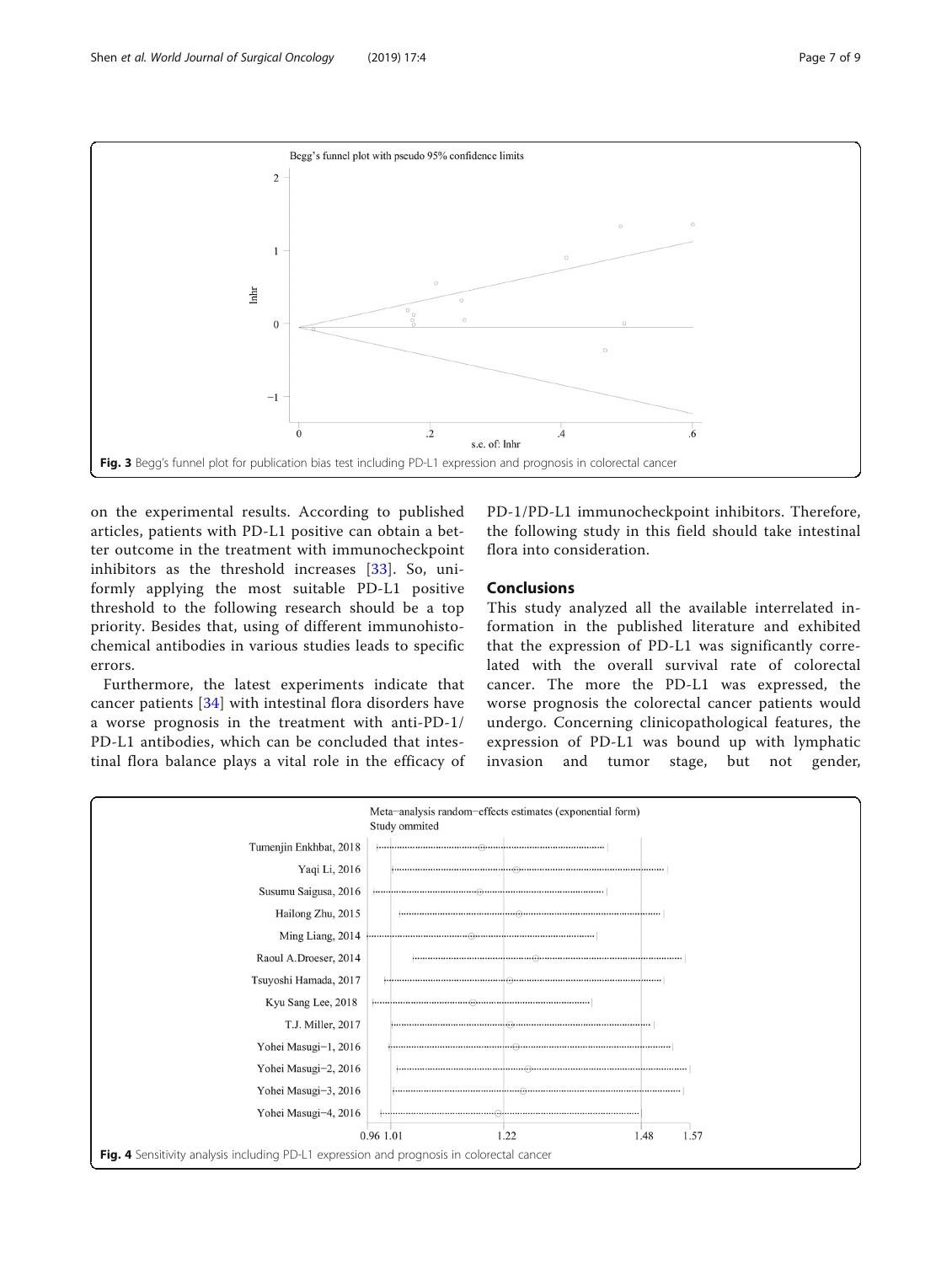Fig. 3 Begg's funnel plot for publication bias test including PD-L1 expression and prognosis in colorectal cancer

on the experimental results. According to published articles, patients with PD-L1 positive can obtain a better outcome in the treatment with immunocheckpoint inhibitors as the threshold increases [33]. So, uniformly applying the most suitable PD-L1 positive threshold to the following research should be a top priority. Besides that, using of different immunohistochemical antibodies in various studies leads to specific errors.

Furthermore, the latest experiments indicate that cancer patients [34] with intestinal flora disorders have a worse prognosis in the treatment with anti-PD-1/PD-L1 antibodies, which can be concluded that intestinal flora balance plays a vital role in the efficacy of PD-1/PD-L1 immunocheckpoint inhibitors. Therefore, the following study in this field should take intestinal flora into consideration.

## Conclusions

This study analyzed all the available interrelated information in the published literature and exhibited that the expression of PD-L1 was significantly correlated with the overall survival rate of colorectal cancer. The more the PD-L1 was expressed, the worse prognosis the colorectal cancer patients would undergo. Concerning clinicopathological features, the expression of PD-L1 was bound up with lymphatic invasion and tumor stage, but not gender,

Fig. 4 Sensitivity analysis including PD-L1 expression and prognosis in colorectal cancer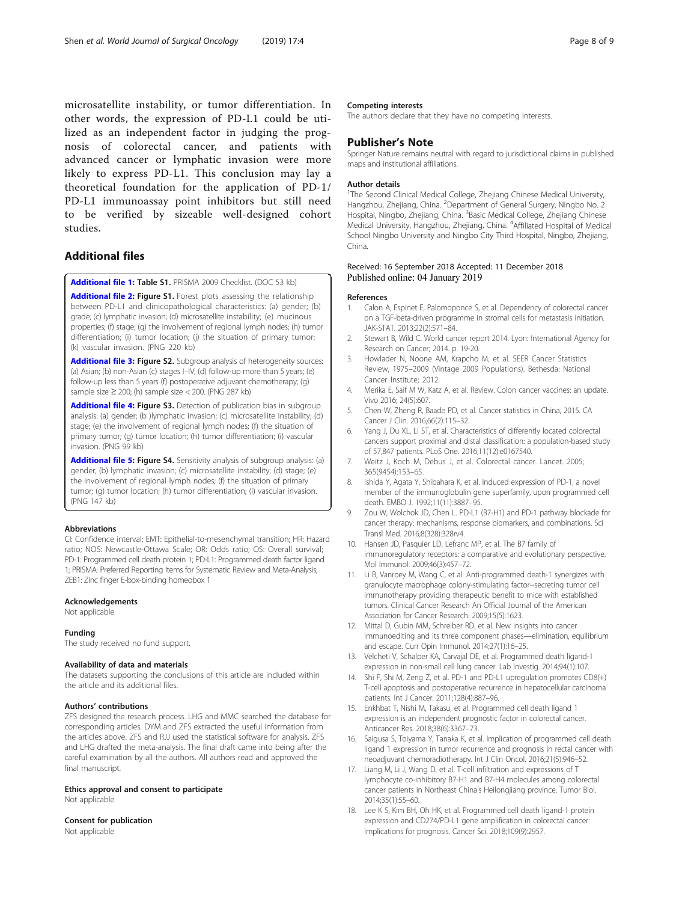microsatellite instability, or tumor differentiation. In other words, the expression of PD-L1 could be utilized as an independent factor in judging the prognosis of colorectal cancer, and patients with advanced cancer or lymphatic invasion were more likely to express PD-L1. This conclusion may lay a theoretical foundation for the application of PD-1/PD-L1 immunoassay point inhibitors but still need to be verified by sizeable well-designed cohort studies.

## Additional files

**Additional file 1:** **Table S1.** PRISMA 2009 Checklist. (DOC 53 kb)

**Additional file 2:** **Figure S1.** Forest plots assessing the relationship between PD-L1 and clinicopathological characteristics: (a) gender; (b) grade; (c) lymphatic invasion; (d) microsatellite instability; (e) mucinous properties; (f) stage; (g) the involvement of regional lymph nodes; (h) tumor differentiation; (i) tumor location; (j) the situation of primary tumor; (k) vascular invasion. (PNG 220 kb)

**Additional file 3:** **Figure S2.** Subgroup analysis of heterogeneity sources: (a) Asian; (b) non-Asian (c) stages I–IV; (d) follow-up more than 5 years; (e) follow-up less than 5 years (f) postoperative adjuvant chemotherapy; (g) sample size ≥ 200; (h) sample size < 200. (PNG 287 kb)

**Additional file 4:** **Figure S3.** Detection of publication bias in subgroup analysis: (a) gender; (b )lymphatic invasion; (c) microsatellite instability; (d) stage; (e) the involvement of regional lymph nodes; (f) the situation of primary tumor; (g) tumor location; (h) tumor differentiation; (i) vascular invasion. (PNG 99 kb)

**Additional file 5:** **Figure S4.** Sensitivity analysis of subgroup analysis: (a) gender; (b) lymphatic invasion; (c) microsatellite instability; (d) stage; (e) the involvement of regional lymph nodes; (f) the situation of primary tumor; (g) tumor location; (h) tumor differentiation; (i) vascular invasion. (PNG 147 kb)

### Abbreviations

CI: Confidence interval; EMT: Epithelial-to-mesenchymal transition; HR: Hazard ratio; NOS: Newcastle-Ottawa Scale; OR: Odds ratio; OS: Overall survival; PD-1: Programmed cell death protein 1; PD-L1: Programmed death factor ligand 1; PRISMA: Preferred Reporting Items for Systematic Review and Meta-Analysis; ZEB1: Zinc finger E-box-binding homeobox 1

### Acknowledgements

Not applicable

### Funding

The study received no fund support.

### Availability of data and materials

The datasets supporting the conclusions of this article are included within the article and its additional files.

### Authors' contributions

ZFS designed the research process. LHG and MMC searched the database for corresponding articles. DYM and ZFS extracted the useful information from the articles above. ZFS and RJJ used the statistical software for analysis. ZFS and LHG drafted the meta-analysis. The final draft came into being after the careful examination by all the authors. All authors read and approved the final manuscript.

### Ethics approval and consent to participate

Not applicable

### Consent for publication

Not applicable

### Competing interests

The authors declare that they have no competing interests.

## Publisher's Note

Springer Nature remains neutral with regard to jurisdictional claims in published maps and institutional affiliations.

### Author details

[1]The Second Clinical Medical College, Zhejiang Chinese Medical University, Hangzhou, Zhejiang, China. [2]Department of General Surgery, Ningbo No. 2 Hospital, Ningbo, Zhejiang, China. [3]Basic Medical College, Zhejiang Chinese Medical University, Hangzhou, Zhejiang, China. [4]Affiliated Hospital of Medical School Ningbo University and Ningbo City Third Hospital, Ningbo, Zhejiang, China.

Received: 16 September 2018 Accepted: 11 December 2018
Published online: 04 January 2019

### References

1. Calon A, Espinet E, Palomoponce S, et al. Dependency of colorectal cancer on a TGF-beta-driven programme in stromal cells for metastasis initiation. JAK-STAT. 2013;22(2):571–84.
2. Stewart B, Wild C. World cancer report 2014. Lyon: International Agency for Research on Cancer; 2014. p. 19-20.
3. Howlader N, Noone AM, Krapcho M, et al. SEER Cancer Statistics Review, 1975–2009 (Vintage 2009 Populations). Bethesda: National Cancer Institute; 2012.
4. Merika E, Saif M W, Katz A, et al. Review. Colon cancer vaccines: an update. Vivo 2016; 24(5):607.
5. Chen W, Zheng R, Baade PD, et al. Cancer statistics in China, 2015. CA Cancer J Clin. 2016;66(2):115–32.
6. Yang J, Du XL, Li ST, et al. Characteristics of differently located colorectal cancers support proximal and distal classification: a population-based study of 57,847 patients. PLoS One. 2016;11(12):e0167540.
7. Weitz J, Koch M, Debus J, et al. Colorectal cancer. Lancet. 2005; 365(9454):153–65.
8. Ishida Y, Agata Y, Shibahara K, et al. Induced expression of PD-1, a novel member of the immunoglobulin gene superfamily, upon programmed cell death. EMBO J. 1992;11(11):3887–95.
9. Zou W, Wolchok JD, Chen L. PD-L1 (B7-H1) and PD-1 pathway blockade for cancer therapy: mechanisms, response biomarkers, and combinations. Sci Transl Med. 2016;8(328):328rv4.
10. Hansen JD, Pasquier LD, Lefranc MP, et al. The B7 family of immunoregulatory receptors: a comparative and evolutionary perspective. Mol Immunol. 2009;46(3):457–72.
11. Li B, Vanroey M, Wang C, et al. Anti-programmed death-1 synergizes with granulocyte macrophage colony-stimulating factor--secreting tumor cell immunotherapy providing therapeutic benefit to mice with established tumors. Clinical Cancer Research An Official Journal of the American Association for Cancer Research. 2009;15(5):1623.
12. Mittal D, Gubin MM, Schreiber RD, et al. New insights into cancer immunoediting and its three component phases—elimination, equilibrium and escape. Curr Opin Immunol. 2014;27(1):16–25.
13. Velcheti V, Schalper KA, Carvajal DE, et al. Programmed death ligand-1 expression in non-small cell lung cancer. Lab Investig. 2014;94(1):107.
14. Shi F, Shi M, Zeng Z, et al. PD-1 and PD-L1 upregulation promotes CD8(+) T-cell apoptosis and postoperative recurrence in hepatocellular carcinoma patients. Int J Cancer. 2011;128(4):887–96.
15. Enkhbat T, Nishi M, Takasu, et al. Programmed cell death ligand 1 expression is an independent prognostic factor in colorectal cancer. Anticancer Res. 2018;38(6):3367–73.
16. Saigusa S, Toiyama Y, Tanaka K, et al. Implication of programmed cell death ligand 1 expression in tumor recurrence and prognosis in rectal cancer with neoadjuvant chemoradiotherapy. Int J Clin Oncol. 2016;21(5):946–52.
17. Liang M, Li J, Wang D, et al. T-cell infiltration and expressions of T lymphocyte co-inhibitory B7-H1 and B7-H4 molecules among colorectal cancer patients in Northeast China's Heilongjiang province. Tumor Biol. 2014;35(1):55–60.
18. Lee K S, Kim BH, Oh HK, et al. Programmed cell death ligand-1 protein expression and CD274/PD-L1 gene amplification in colorectal cancer: Implications for prognosis. Cancer Sci. 2018;109(9):2957.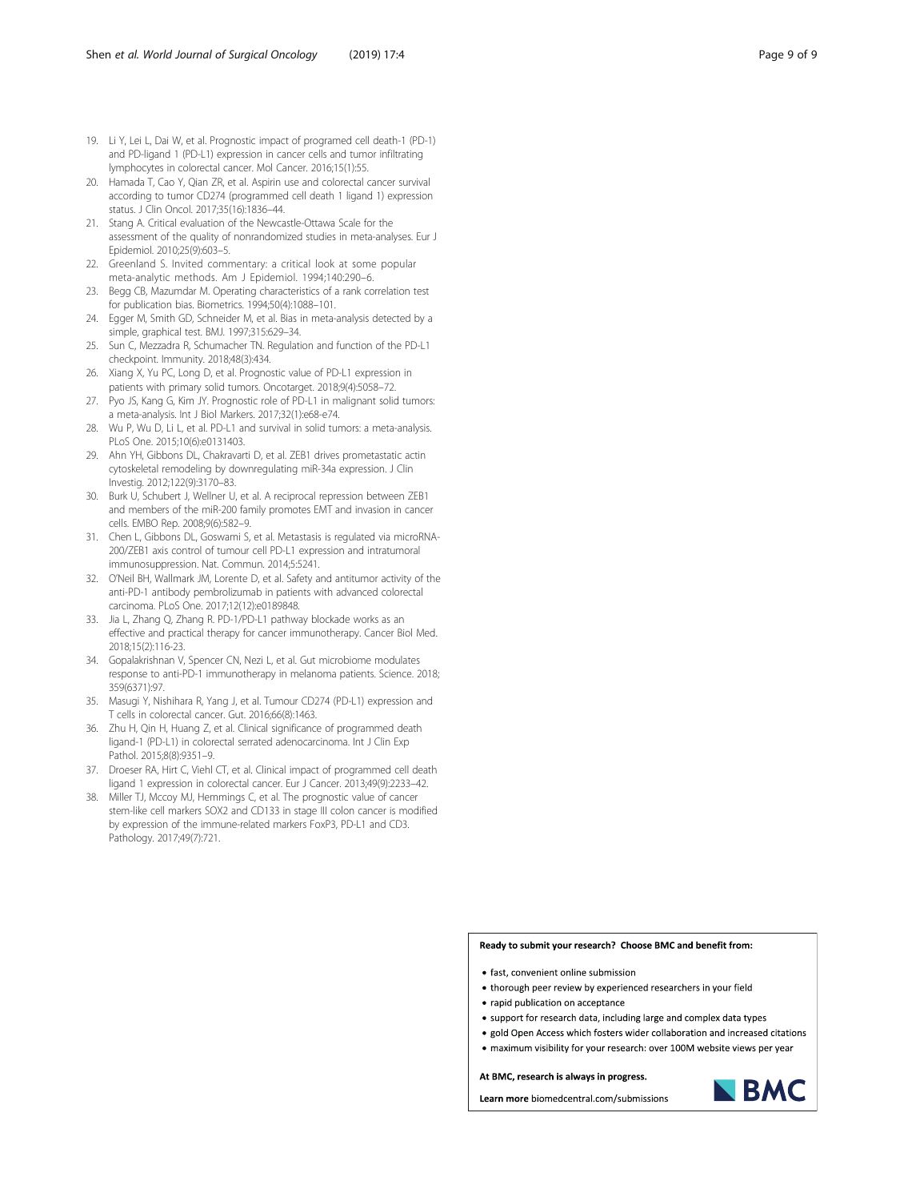19. Li Y, Lei L, Dai W, et al. Prognostic impact of programed cell death-1 (PD-1) and PD-ligand 1 (PD-L1) expression in cancer cells and tumor infiltrating lymphocytes in colorectal cancer. Mol Cancer. 2016;15(1):55.
20. Hamada T, Cao Y, Qian ZR, et al. Aspirin use and colorectal cancer survival according to tumor CD274 (programmed cell death 1 ligand 1) expression status. J Clin Oncol. 2017;35(16):1836–44.
21. Stang A. Critical evaluation of the Newcastle-Ottawa Scale for the assessment of the quality of nonrandomized studies in meta-analyses. Eur J Epidemiol. 2010;25(9):603–5.
22. Greenland S. Invited commentary: a critical look at some popular meta-analytic methods. Am J Epidemiol. 1994;140:290–6.
23. Begg CB, Mazumdar M. Operating characteristics of a rank correlation test for publication bias. Biometrics. 1994;50(4):1088–101.
24. Egger M, Smith GD, Schneider M, et al. Bias in meta-analysis detected by a simple, graphical test. BMJ. 1997;315:629–34.
25. Sun C, Mezzadra R, Schumacher TN. Regulation and function of the PD-L1 checkpoint. Immunity. 2018;48(3):434.
26. Xiang X, Yu PC, Long D, et al. Prognostic value of PD-L1 expression in patients with primary solid tumors. Oncotarget. 2018;9(4):5058–72.
27. Pyo JS, Kang G, Kim JY. Prognostic role of PD-L1 in malignant solid tumors: a meta-analysis. Int J Biol Markers. 2017;32(1):e68-e74.
28. Wu P, Wu D, Li L, et al. PD-L1 and survival in solid tumors: a meta-analysis. PLoS One. 2015;10(6):e0131403.
29. Ahn YH, Gibbons DL, Chakravarti D, et al. ZEB1 drives prometastatic actin cytoskeletal remodeling by downregulating miR-34a expression. J Clin Investig. 2012;122(9):3170–83.
30. Burk U, Schubert J, Wellner U, et al. A reciprocal repression between ZEB1 and members of the miR-200 family promotes EMT and invasion in cancer cells. EMBO Rep. 2008;9(6):582–9.
31. Chen L, Gibbons DL, Goswami S, et al. Metastasis is regulated via microRNA-200/ZEB1 axis control of tumour cell PD-L1 expression and intratumoral immunosuppression. Nat. Commun. 2014;5:5241.
32. O'Neil BH, Wallmark JM, Lorente D, et al. Safety and antitumor activity of the anti-PD-1 antibody pembrolizumab in patients with advanced colorectal carcinoma. PLoS One. 2017;12(12):e0189848.
33. Jia L, Zhang Q, Zhang R. PD-1/PD-L1 pathway blockade works as an effective and practical therapy for cancer immunotherapy. Cancer Biol Med. 2018;15(2):116-23.
34. Gopalakrishnan V, Spencer CN, Nezi L, et al. Gut microbiome modulates response to anti-PD-1 immunotherapy in melanoma patients. Science. 2018; 359(6371):97.
35. Masugi Y, Nishihara R, Yang J, et al. Tumour CD274 (PD-L1) expression and T cells in colorectal cancer. Gut. 2016;66(8):1463.
36. Zhu H, Qin H, Huang Z, et al. Clinical significance of programmed death ligand-1 (PD-L1) in colorectal serrated adenocarcinoma. Int J Clin Exp Pathol. 2015;8(8):9351–9.
37. Droeser RA, Hirt C, Viehl CT, et al. Clinical impact of programmed cell death ligand 1 expression in colorectal cancer. Eur J Cancer. 2013;49(9):2233–42.
38. Miller TJ, Mccoy MJ, Hemmings C, et al. The prognostic value of cancer stem-like cell markers SOX2 and CD133 in stage III colon cancer is modified by expression of the immune-related markers FoxP3, PD-L1 and CD3. Pathology. 2017;49(7):721.

**Ready to submit your research? Choose BMC and benefit from:**

- fast, convenient online submission
- thorough peer review by experienced researchers in your field
- rapid publication on acceptance
- support for research data, including large and complex data types
- gold Open Access which fosters wider collaboration and increased citations
- maximum visibility for your research: over 100M website views per year

**At BMC, research is always in progress.**

**Learn more** biomedcentral.com/submissions

BMC